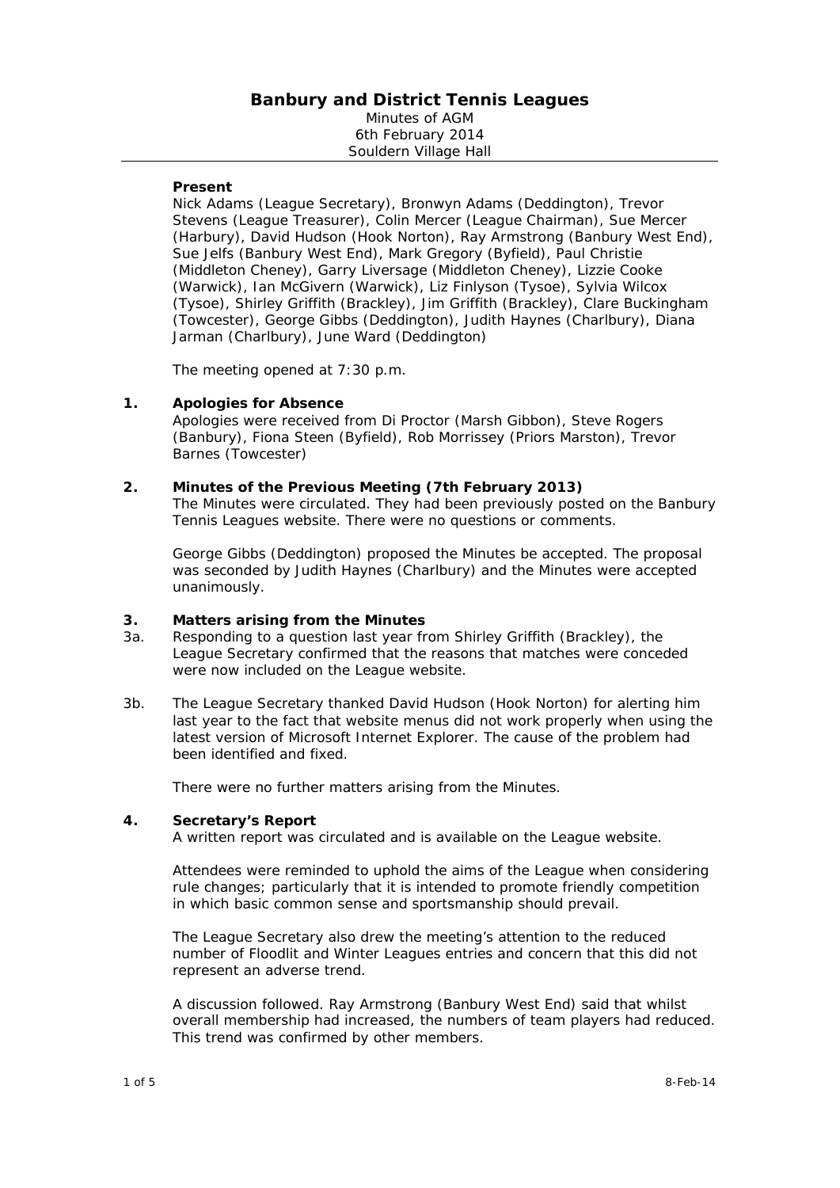# Banbury and District Tennis Leagues

Minutes of AGM
6th February 2014
Souldern Village Hall

**Present**

Nick Adams (League Secretary), Bronwyn Adams (Deddington), Trevor Stevens (League Treasurer), Colin Mercer (League Chairman), Sue Mercer (Harbury), David Hudson (Hook Norton), Ray Armstrong (Banbury West End), Sue Jelfs (Banbury West End), Mark Gregory (Byfield), Paul Christie (Middleton Cheney), Garry Liversage (Middleton Cheney), Lizzie Cooke (Warwick), Ian McGivern (Warwick), Liz Finlyson (Tysoe), Sylvia Wilcox (Tysoe), Shirley Griffith (Brackley), Jim Griffith (Brackley), Clare Buckingham (Towcester), George Gibbs (Deddington), Judith Haynes (Charlbury), Diana Jarman (Charlbury), June Ward (Deddington)

The meeting opened at 7:30 p.m.

## 1. Apologies for Absence

Apologies were received from Di Proctor (Marsh Gibbon), Steve Rogers (Banbury), Fiona Steen (Byfield), Rob Morrissey (Priors Marston), Trevor Barnes (Towcester)

## 2. Minutes of the Previous Meeting (7th February 2013)

The Minutes were circulated. They had been previously posted on the Banbury Tennis Leagues website. There were no questions or comments.

George Gibbs (Deddington) proposed the Minutes be accepted. The proposal was seconded by Judith Haynes (Charlbury) and the Minutes were accepted unanimously.

## 3. Matters arising from the Minutes

3a. Responding to a question last year from Shirley Griffith (Brackley), the League Secretary confirmed that the reasons that matches were conceded were now included on the League website.

3b. The League Secretary thanked David Hudson (Hook Norton) for alerting him last year to the fact that website menus did not work properly when using the latest version of Microsoft Internet Explorer. The cause of the problem had been identified and fixed.

There were no further matters arising from the Minutes.

## 4. Secretary's Report

A written report was circulated and is available on the League website.

Attendees were reminded to uphold the aims of the League when considering rule changes; particularly that it is intended to promote friendly competition in which basic common sense and sportsmanship should prevail.

The League Secretary also drew the meeting's attention to the reduced number of Floodlit and Winter Leagues entries and concern that this did not represent an adverse trend.

A discussion followed. Ray Armstrong (Banbury West End) said that whilst overall membership had increased, the numbers of team players had reduced. This trend was confirmed by other members.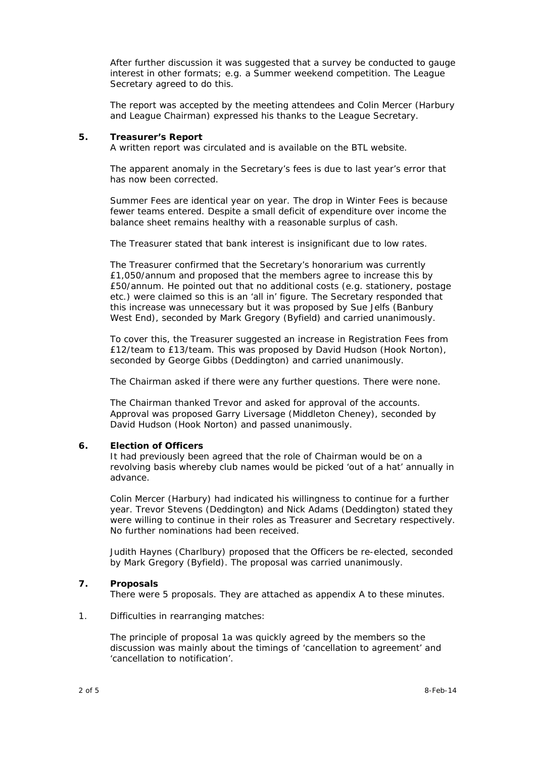After further discussion it was suggested that a survey be conducted to gauge interest in other formats; e.g. a Summer weekend competition. The League Secretary agreed to do this.

The report was accepted by the meeting attendees and Colin Mercer (Harbury and League Chairman) expressed his thanks to the League Secretary.

## 5. Treasurer's Report

A written report was circulated and is available on the BTL website.

The apparent anomaly in the Secretary's fees is due to last year's error that has now been corrected.

Summer Fees are identical year on year. The drop in Winter Fees is because fewer teams entered. Despite a small deficit of expenditure over income the balance sheet remains healthy with a reasonable surplus of cash.

The Treasurer stated that bank interest is insignificant due to low rates.

The Treasurer confirmed that the Secretary's honorarium was currently £1,050/annum and proposed that the members agree to increase this by £50/annum. He pointed out that no additional costs (e.g. stationery, postage etc.) were claimed so this is an 'all in' figure. The Secretary responded that this increase was unnecessary but it was proposed by Sue Jelfs (Banbury West End), seconded by Mark Gregory (Byfield) and carried unanimously.

To cover this, the Treasurer suggested an increase in Registration Fees from £12/team to £13/team. This was proposed by David Hudson (Hook Norton), seconded by George Gibbs (Deddington) and carried unanimously.

The Chairman asked if there were any further questions. There were none.

The Chairman thanked Trevor and asked for approval of the accounts. Approval was proposed Garry Liversage (Middleton Cheney), seconded by David Hudson (Hook Norton) and passed unanimously.

## 6. Election of Officers

It had previously been agreed that the role of Chairman would be on a revolving basis whereby club names would be picked 'out of a hat' annually in advance.

Colin Mercer (Harbury) had indicated his willingness to continue for a further year. Trevor Stevens (Deddington) and Nick Adams (Deddington) stated they were willing to continue in their roles as Treasurer and Secretary respectively. No further nominations had been received.

Judith Haynes (Charlbury) proposed that the Officers be re-elected, seconded by Mark Gregory (Byfield). The proposal was carried unanimously.

## 7. Proposals

There were 5 proposals. They are attached as appendix A to these minutes.

1. Difficulties in rearranging matches:

   The principle of proposal 1a was quickly agreed by the members so the discussion was mainly about the timings of 'cancellation to agreement' and 'cancellation to notification'.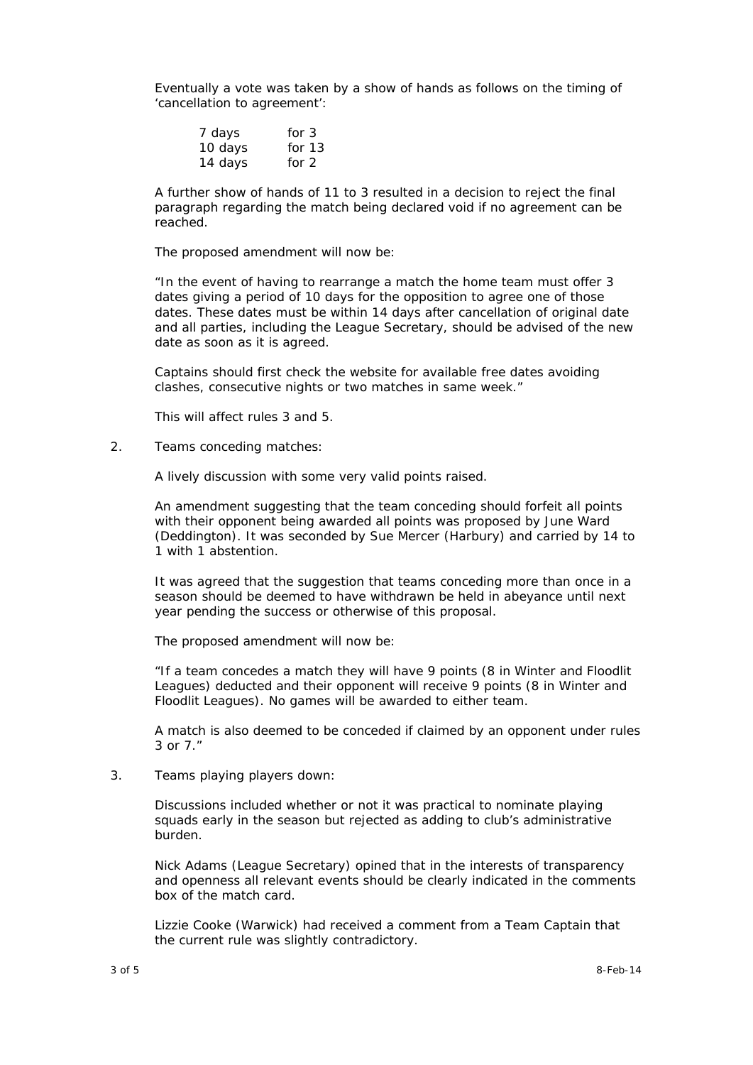Eventually a vote was taken by a show of hands as follows on the timing of 'cancellation to agreement':

| | |
|---|---|
| 7 days | for 3 |
| 10 days | for 13 |
| 14 days | for 2 |

A further show of hands of 11 to 3 resulted in a decision to reject the final paragraph regarding the match being declared void if no agreement can be reached.

The proposed amendment will now be:

"In the event of having to rearrange a match the home team must offer 3 dates giving a period of 10 days for the opposition to agree one of those dates. These dates must be within 14 days after cancellation of original date and all parties, including the League Secretary, should be advised of the new date as soon as it is agreed.

Captains should first check the website for available free dates avoiding clashes, consecutive nights or two matches in same week."

This will affect rules 3 and 5.

2. Teams conceding matches:

A lively discussion with some very valid points raised.

An amendment suggesting that the team conceding should forfeit all points with their opponent being awarded all points was proposed by June Ward (Deddington). It was seconded by Sue Mercer (Harbury) and carried by 14 to 1 with 1 abstention.

It was agreed that the suggestion that teams conceding more than once in a season should be deemed to have withdrawn be held in abeyance until next year pending the success or otherwise of this proposal.

The proposed amendment will now be:

"If a team concedes a match they will have 9 points (8 in Winter and Floodlit Leagues) deducted and their opponent will receive 9 points (8 in Winter and Floodlit Leagues). No games will be awarded to either team.

A match is also deemed to be conceded if claimed by an opponent under rules 3 or 7."

3. Teams playing players down:

Discussions included whether or not it was practical to nominate playing squads early in the season but rejected as adding to club's administrative burden.

Nick Adams (League Secretary) opined that in the interests of transparency and openness all relevant events should be clearly indicated in the comments box of the match card.

Lizzie Cooke (Warwick) had received a comment from a Team Captain that the current rule was slightly contradictory.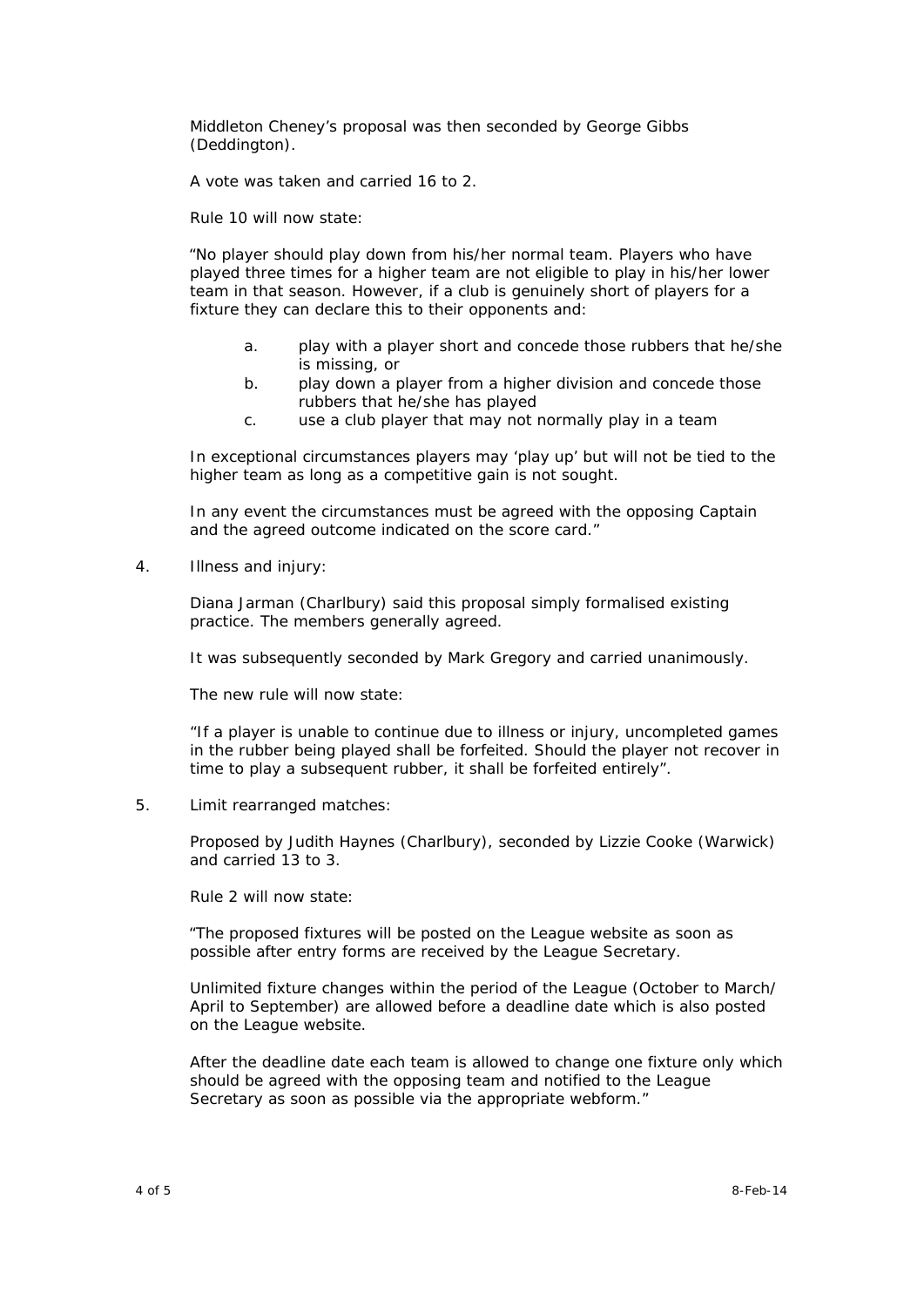Middleton Cheney's proposal was then seconded by George Gibbs (Deddington).

A vote was taken and carried 16 to 2.

Rule 10 will now state:

"No player should play down from his/her normal team. Players who have played three times for a higher team are not eligible to play in his/her lower team in that season. However, if a club is genuinely short of players for a fixture they can declare this to their opponents and:

a. play with a player short and concede those rubbers that he/she is missing, or
b. play down a player from a higher division and concede those rubbers that he/she has played
c. use a club player that may not normally play in a team

In exceptional circumstances players may 'play up' but will not be tied to the higher team as long as a competitive gain is not sought.

In any event the circumstances must be agreed with the opposing Captain and the agreed outcome indicated on the score card."

4. Illness and injury:

Diana Jarman (Charlbury) said this proposal simply formalised existing practice. The members generally agreed.

It was subsequently seconded by Mark Gregory and carried unanimously.

The new rule will now state:

"If a player is unable to continue due to illness or injury, uncompleted games in the rubber being played shall be forfeited. Should the player not recover in time to play a subsequent rubber, it shall be forfeited entirely".

5. Limit rearranged matches:

Proposed by Judith Haynes (Charlbury), seconded by Lizzie Cooke (Warwick) and carried 13 to 3.

Rule 2 will now state:

"The proposed fixtures will be posted on the League website as soon as possible after entry forms are received by the League Secretary.

Unlimited fixture changes within the period of the League (October to March/ April to September) are allowed before a deadline date which is also posted on the League website.

After the deadline date each team is allowed to change one fixture only which should be agreed with the opposing team and notified to the League Secretary as soon as possible via the appropriate webform."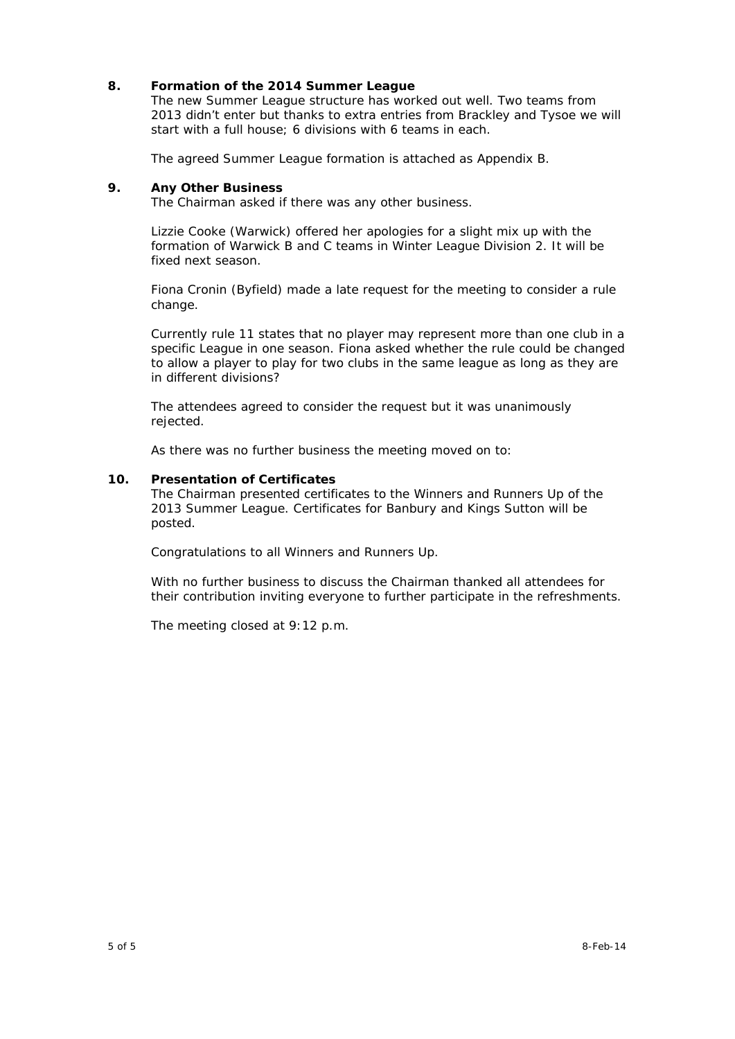## 8. Formation of the 2014 Summer League

The new Summer League structure has worked out well. Two teams from 2013 didn't enter but thanks to extra entries from Brackley and Tysoe we will start with a full house; 6 divisions with 6 teams in each.

The agreed Summer League formation is attached as Appendix B.

## 9. Any Other Business

The Chairman asked if there was any other business.

Lizzie Cooke (Warwick) offered her apologies for a slight mix up with the formation of Warwick B and C teams in Winter League Division 2. It will be fixed next season.

Fiona Cronin (Byfield) made a late request for the meeting to consider a rule change.

Currently rule 11 states that no player may represent more than one club in a specific League in one season. Fiona asked whether the rule could be changed to allow a player to play for two clubs in the same league as long as they are in different divisions?

The attendees agreed to consider the request but it was unanimously rejected.

As there was no further business the meeting moved on to:

## 10. Presentation of Certificates

The Chairman presented certificates to the Winners and Runners Up of the 2013 Summer League. Certificates for Banbury and Kings Sutton will be posted.

Congratulations to all Winners and Runners Up.

With no further business to discuss the Chairman thanked all attendees for their contribution inviting everyone to further participate in the refreshments.

The meeting closed at 9:12 p.m.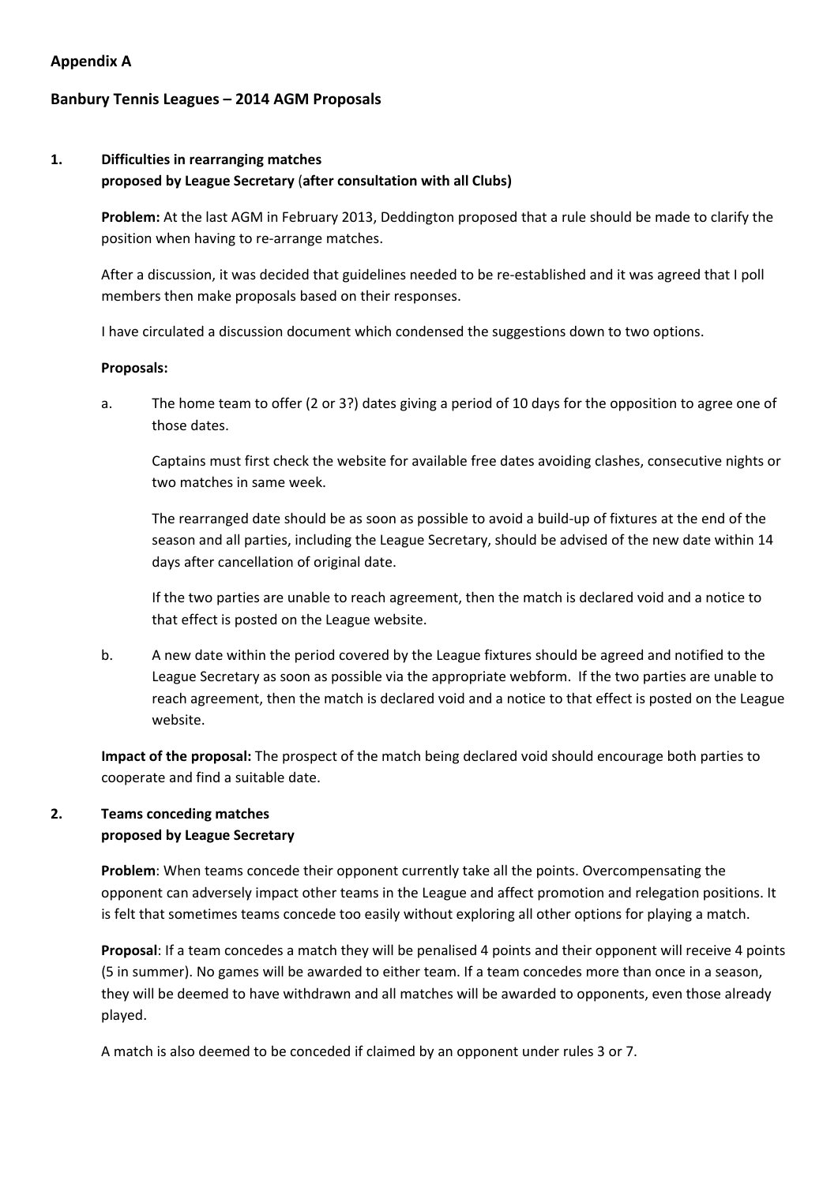## Appendix A

## Banbury Tennis Leagues – 2014 AGM Proposals

### 1. Difficulties in rearranging matches
**proposed by League Secretary (after consultation with all Clubs)**

**Problem:** At the last AGM in February 2013, Deddington proposed that a rule should be made to clarify the position when having to re-arrange matches.

After a discussion, it was decided that guidelines needed to be re-established and it was agreed that I poll members then make proposals based on their responses.

I have circulated a discussion document which condensed the suggestions down to two options.

**Proposals:**

a. The home team to offer (2 or 3?) dates giving a period of 10 days for the opposition to agree one of those dates.

   Captains must first check the website for available free dates avoiding clashes, consecutive nights or two matches in same week.

   The rearranged date should be as soon as possible to avoid a build-up of fixtures at the end of the season and all parties, including the League Secretary, should be advised of the new date within 14 days after cancellation of original date.

   If the two parties are unable to reach agreement, then the match is declared void and a notice to that effect is posted on the League website.

b. A new date within the period covered by the League fixtures should be agreed and notified to the League Secretary as soon as possible via the appropriate webform. If the two parties are unable to reach agreement, then the match is declared void and a notice to that effect is posted on the League website.

**Impact of the proposal:** The prospect of the match being declared void should encourage both parties to cooperate and find a suitable date.

### 2. Teams conceding matches
**proposed by League Secretary**

**Problem**: When teams concede their opponent currently take all the points. Overcompensating the opponent can adversely impact other teams in the League and affect promotion and relegation positions. It is felt that sometimes teams concede too easily without exploring all other options for playing a match.

**Proposal**: If a team concedes a match they will be penalised 4 points and their opponent will receive 4 points (5 in summer). No games will be awarded to either team. If a team concedes more than once in a season, they will be deemed to have withdrawn and all matches will be awarded to opponents, even those already played.

A match is also deemed to be conceded if claimed by an opponent under rules 3 or 7.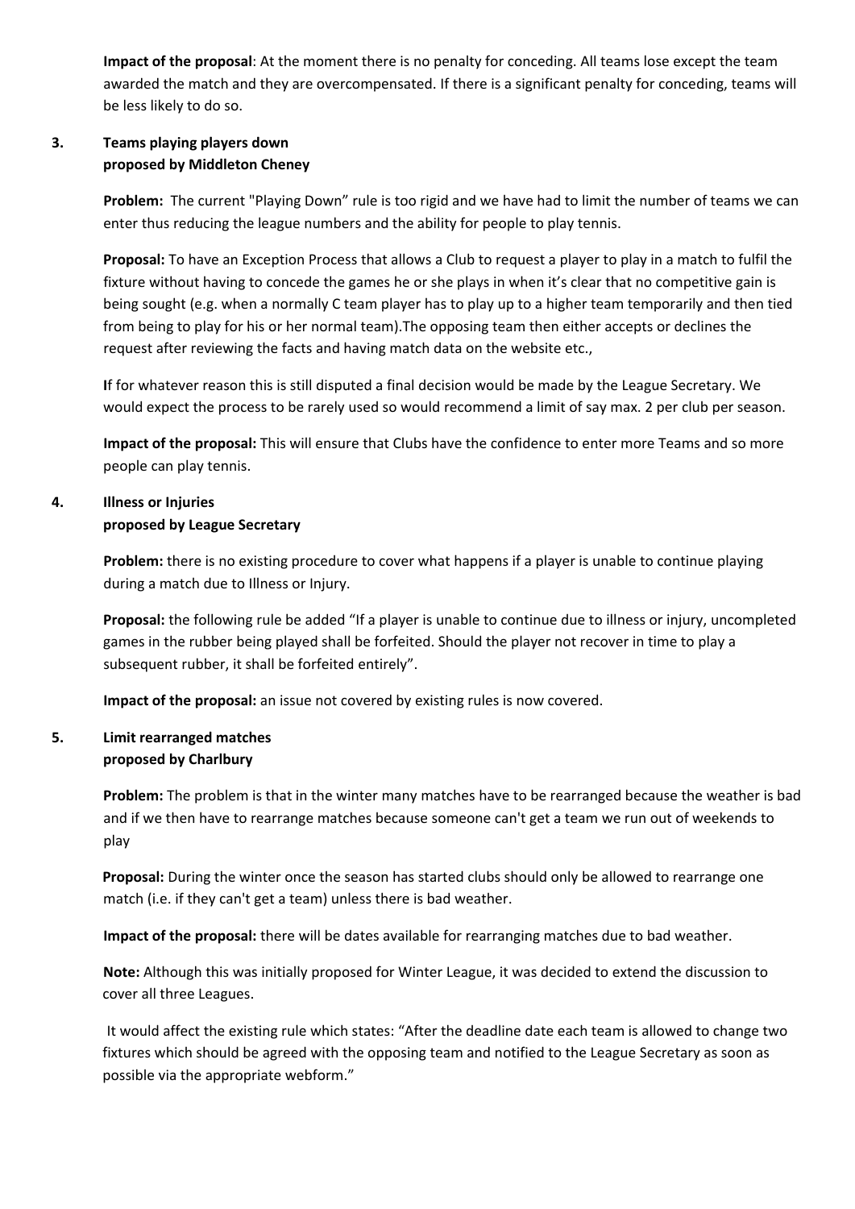**Impact of the proposal**: At the moment there is no penalty for conceding. All teams lose except the team awarded the match and they are overcompensated. If there is a significant penalty for conceding, teams will be less likely to do so.

**3. Teams playing players down**
**proposed by Middleton Cheney**

**Problem:** The current "Playing Down" rule is too rigid and we have had to limit the number of teams we can enter thus reducing the league numbers and the ability for people to play tennis.

**Proposal:** To have an Exception Process that allows a Club to request a player to play in a match to fulfil the fixture without having to concede the games he or she plays in when it's clear that no competitive gain is being sought (e.g. when a normally C team player has to play up to a higher team temporarily and then tied from being to play for his or her normal team).The opposing team then either accepts or declines the request after reviewing the facts and having match data on the website etc.,

**I**f for whatever reason this is still disputed a final decision would be made by the League Secretary. We would expect the process to be rarely used so would recommend a limit of say max. 2 per club per season.

**Impact of the proposal:** This will ensure that Clubs have the confidence to enter more Teams and so more people can play tennis.

**4. Illness or Injuries**
**proposed by League Secretary**

**Problem:** there is no existing procedure to cover what happens if a player is unable to continue playing during a match due to Illness or Injury.

**Proposal:** the following rule be added "If a player is unable to continue due to illness or injury, uncompleted games in the rubber being played shall be forfeited. Should the player not recover in time to play a subsequent rubber, it shall be forfeited entirely".

**Impact of the proposal:** an issue not covered by existing rules is now covered.

**5. Limit rearranged matches**
**proposed by Charlbury**

**Problem:** The problem is that in the winter many matches have to be rearranged because the weather is bad and if we then have to rearrange matches because someone can't get a team we run out of weekends to play

**Proposal:** During the winter once the season has started clubs should only be allowed to rearrange one match (i.e. if they can't get a team) unless there is bad weather.

**Impact of the proposal:** there will be dates available for rearranging matches due to bad weather.

**Note:** Although this was initially proposed for Winter League, it was decided to extend the discussion to cover all three Leagues.

It would affect the existing rule which states: "After the deadline date each team is allowed to change two fixtures which should be agreed with the opposing team and notified to the League Secretary as soon as possible via the appropriate webform."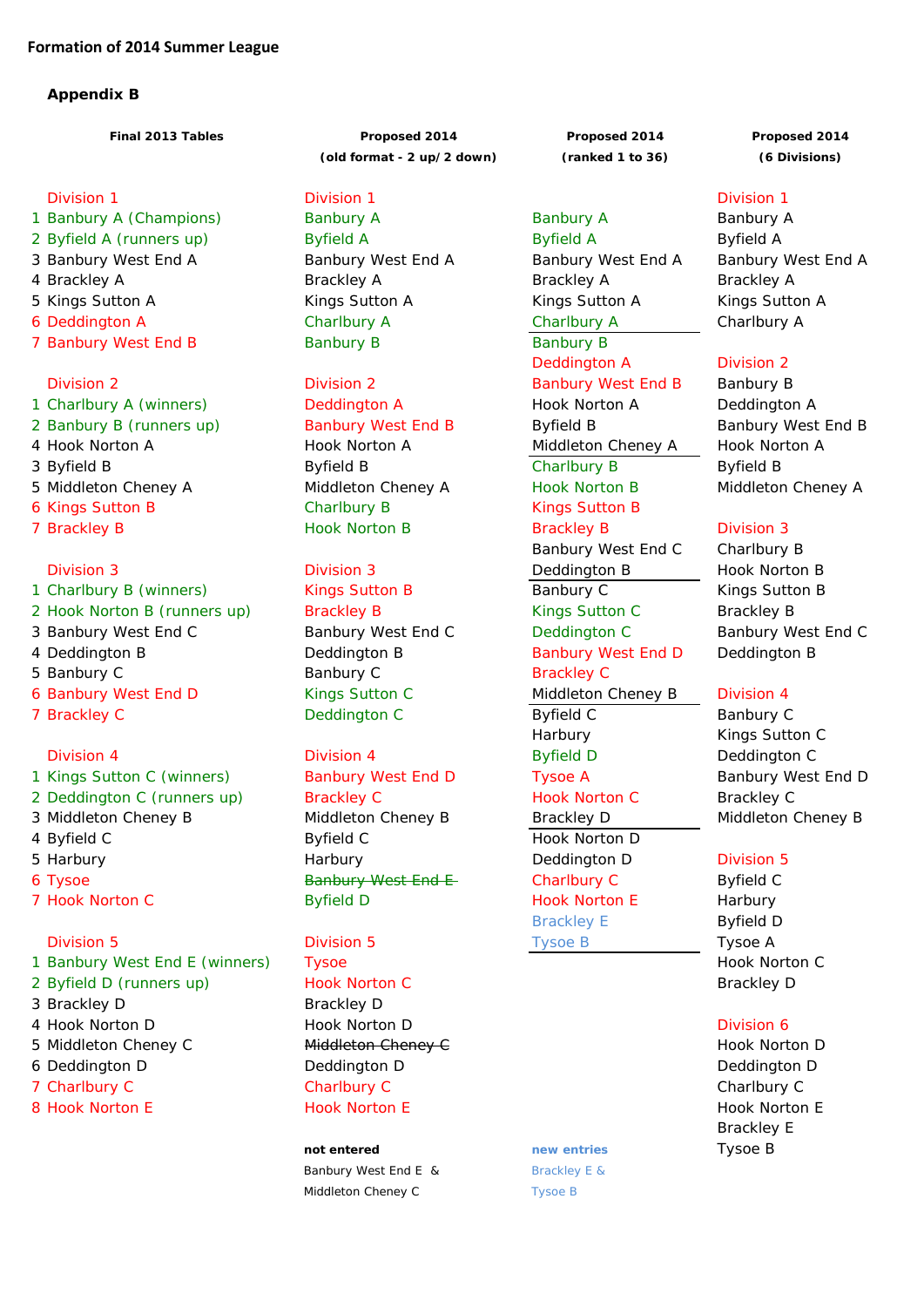**Formation of 2014 Summer League**

**Appendix B**

| Final 2013 Tables | Proposed 2014 (old format - 2 up/ 2 down) | Proposed 2014 (ranked 1 to 36) | Proposed 2014 (6 Divisions) |
|---|---|---|---|
| Division 1 | Division 1 | | Division 1 |
| 1 Banbury A (Champions) | Banbury A | Banbury A | Banbury A |
| 2 Byfield A (runners up) | Byfield A | Byfield A | Byfield A |
| 3 Banbury West End A | Banbury West End A | Banbury West End A | Banbury West End A |
| 4 Brackley A | Brackley A | Brackley A | Brackley A |
| 5 Kings Sutton A | Kings Sutton A | Kings Sutton A | Kings Sutton A |
| 6 Deddington A | Charlbury A | Charlbury A | Charlbury A |
| 7 Banbury West End B | Banbury B | Banbury B | |
| | | Deddington A | Division 2 |
| Division 2 | Division 2 | Banbury West End B | Banbury B |
| 1 Charlbury A (winners) | Deddington A | Hook Norton A | Deddington A |
| 2 Banbury B (runners up) | Banbury West End B | Byfield B | Banbury West End B |
| 4 Hook Norton A | Hook Norton A | Middleton Cheney A | Hook Norton A |
| 3 Byfield B | Byfield B | Charlbury B | Byfield B |
| 5 Middleton Cheney A | Middleton Cheney A | Hook Norton B | Middleton Cheney A |
| 6 Kings Sutton B | Charlbury B | Kings Sutton B | |
| 7 Brackley B | Hook Norton B | Brackley B | Division 3 |
| | | Banbury West End C | Charlbury B |
| Division 3 | Division 3 | Deddington B | Hook Norton B |
| 1 Charlbury B (winners) | Kings Sutton B | Banbury C | Kings Sutton B |
| 2 Hook Norton B (runners up) | Brackley B | Kings Sutton C | Brackley B |
| 3 Banbury West End C | Banbury West End C | Deddington C | Banbury West End C |
| 4 Deddington B | Deddington B | Banbury West End D | Deddington B |
| 5 Banbury C | Banbury C | Brackley C | |
| 6 Banbury West End D | Kings Sutton C | Middleton Cheney B | Division 4 |
| 7 Brackley C | Deddington C | Byfield C | Banbury C |
| | | Harbury | Kings Sutton C |
| Division 4 | Division 4 | Byfield D | Deddington C |
| 1 Kings Sutton C (winners) | Banbury West End D | Tysoe A | Banbury West End D |
| 2 Deddington C (runners up) | Brackley C | Hook Norton C | Brackley C |
| 3 Middleton Cheney B | Middleton Cheney B | Brackley D | Middleton Cheney B |
| 4 Byfield C | Byfield C | Hook Norton D | |
| 5 Harbury | Harbury | Deddington D | Division 5 |
| 6 Tysoe | ~~Banbury West End E~~ | Charlbury C | Byfield C |
| 7 Hook Norton C | Byfield D | Hook Norton E | Harbury |
| | | Brackley E | Byfield D |
| Division 5 | Division 5 | Tysoe B | Tysoe A |
| 1 Banbury West End E (winners) | Tysoe | | Hook Norton C |
| 2 Byfield D (runners up) | Hook Norton C | | Brackley D |
| 3 Brackley D | Brackley D | | |
| 4 Hook Norton D | Hook Norton D | | Division 6 |
| 5 Middleton Cheney C | ~~Middleton Cheney C~~ | | Hook Norton D |
| 6 Deddington D | Deddington D | | Deddington D |
| 7 Charlbury C | Charlbury C | | Charlbury C |
| 8 Hook Norton E | Hook Norton E | | Hook Norton E |
| | | | Brackley E |
| | **not entered** | **new entries** | Tysoe B |
| | Banbury West End E & | Brackley E & | |
| | Middleton Cheney C | Tysoe B | |